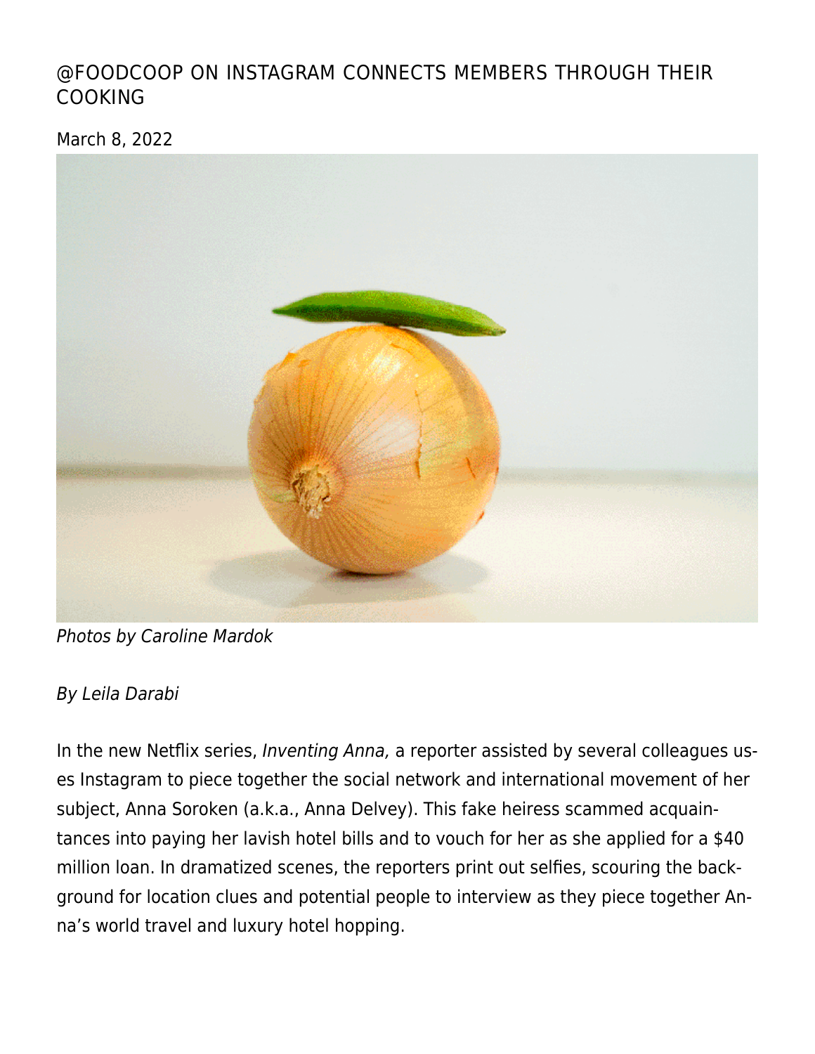# @FOODCOOP ON INSTAGRAM CONNECTS MEMBERS THROUGH THEIR COOKING

March 8, 2022

*Photos by Caroline Mardok*

*By Leila Darabi*

In the new Netflix series, *Inventing Anna,* a reporter assisted by several colleagues uses Instagram to piece together the social network and international movement of her subject, Anna Soroken (a.k.a., Anna Delvey). This fake heiress scammed acquaintances into paying her lavish hotel bills and to vouch for her as she applied for a $40 million loan. In dramatized scenes, the reporters print out selfies, scouring the background for location clues and potential people to interview as they piece together Anna's world travel and luxury hotel hopping.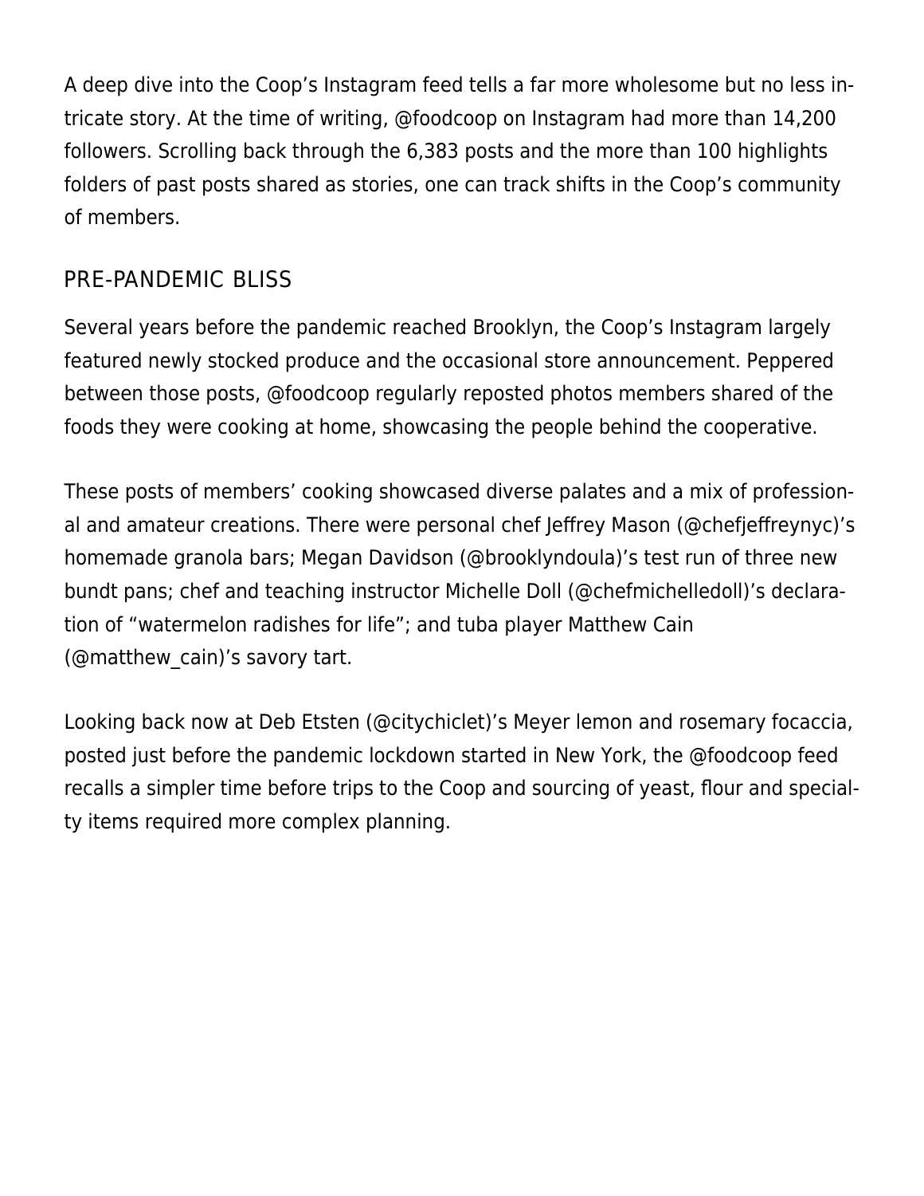A deep dive into the Coop's Instagram feed tells a far more wholesome but no less intricate story. At the time of writing, @foodcoop on Instagram had more than 14,200 followers. Scrolling back through the 6,383 posts and the more than 100 highlights folders of past posts shared as stories, one can track shifts in the Coop's community of members.

## PRE-PANDEMIC BLISS

Several years before the pandemic reached Brooklyn, the Coop's Instagram largely featured newly stocked produce and the occasional store announcement. Peppered between those posts, @foodcoop regularly reposted photos members shared of the foods they were cooking at home, showcasing the people behind the cooperative.

These posts of members' cooking showcased diverse palates and a mix of professional and amateur creations. There were personal chef Jeffrey Mason (@chefjeffreynyc)'s homemade granola bars; Megan Davidson (@brooklyndoula)'s test run of three new bundt pans; chef and teaching instructor Michelle Doll (@chefmichelledoll)'s declaration of "watermelon radishes for life"; and tuba player Matthew Cain (@matthew_cain)'s savory tart.

Looking back now at Deb Etsten (@citychiclet)'s Meyer lemon and rosemary focaccia, posted just before the pandemic lockdown started in New York, the @foodcoop feed recalls a simpler time before trips to the Coop and sourcing of yeast, flour and specialty items required more complex planning.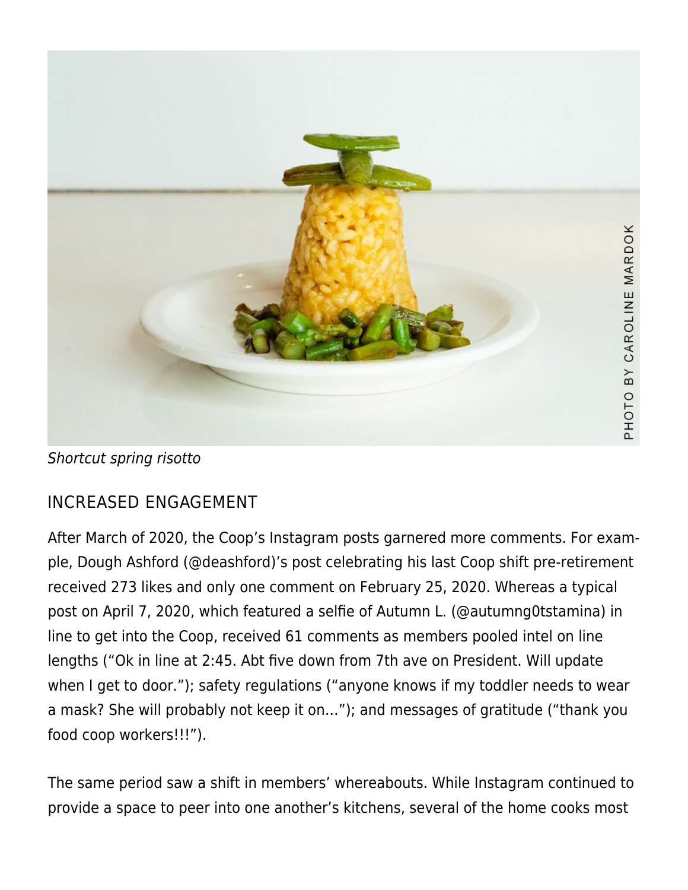*Shortcut spring risotto*

## INCREASED ENGAGEMENT

After March of 2020, the Coop's Instagram posts garnered more comments. For example, Dough Ashford (@deashford)'s post celebrating his last Coop shift pre-retirement received 273 likes and only one comment on February 25, 2020. Whereas a typical post on April 7, 2020, which featured a selfie of Autumn L. (@autumng0tstamina) in line to get into the Coop, received 61 comments as members pooled intel on line lengths ("Ok in line at 2:45. Abt five down from 7th ave on President. Will update when I get to door."); safety regulations ("anyone knows if my toddler needs to wear a mask? She will probably not keep it on..."); and messages of gratitude ("thank you food coop workers!!!").

The same period saw a shift in members' whereabouts. While Instagram continued to provide a space to peer into one another's kitchens, several of the home cooks most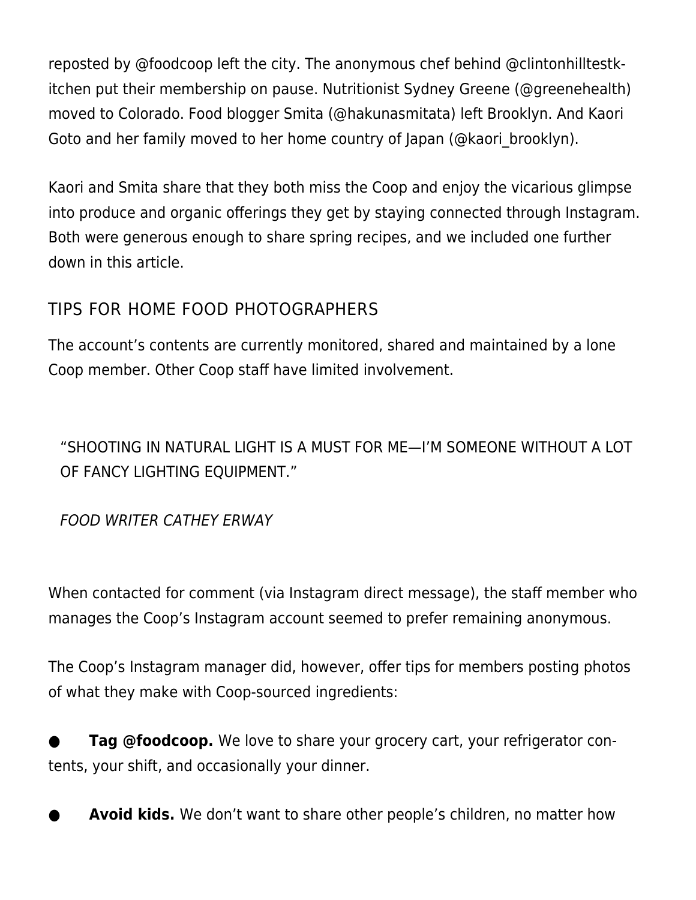reposted by @foodcoop left the city. The anonymous chef behind @clintonhilltestkitchen put their membership on pause. Nutritionist Sydney Greene (@greenehealth) moved to Colorado. Food blogger Smita (@hakunasmitata) left Brooklyn. And Kaori Goto and her family moved to her home country of Japan (@kaori_brooklyn).

Kaori and Smita share that they both miss the Coop and enjoy the vicarious glimpse into produce and organic offerings they get by staying connected through Instagram. Both were generous enough to share spring recipes, and we included one further down in this article.

## TIPS FOR HOME FOOD PHOTOGRAPHERS

The account's contents are currently monitored, shared and maintained by a lone Coop member. Other Coop staff have limited involvement.

> "SHOOTING IN NATURAL LIGHT IS A MUST FOR ME—I'M SOMEONE WITHOUT A LOT OF FANCY LIGHTING EQUIPMENT."
>
> *FOOD WRITER CATHEY ERWAY*

When contacted for comment (via Instagram direct message), the staff member who manages the Coop's Instagram account seemed to prefer remaining anonymous.

The Coop's Instagram manager did, however, offer tips for members posting photos of what they make with Coop-sourced ingredients:

- **Tag @foodcoop.** We love to share your grocery cart, your refrigerator contents, your shift, and occasionally your dinner.
- **Avoid kids.** We don't want to share other people's children, no matter how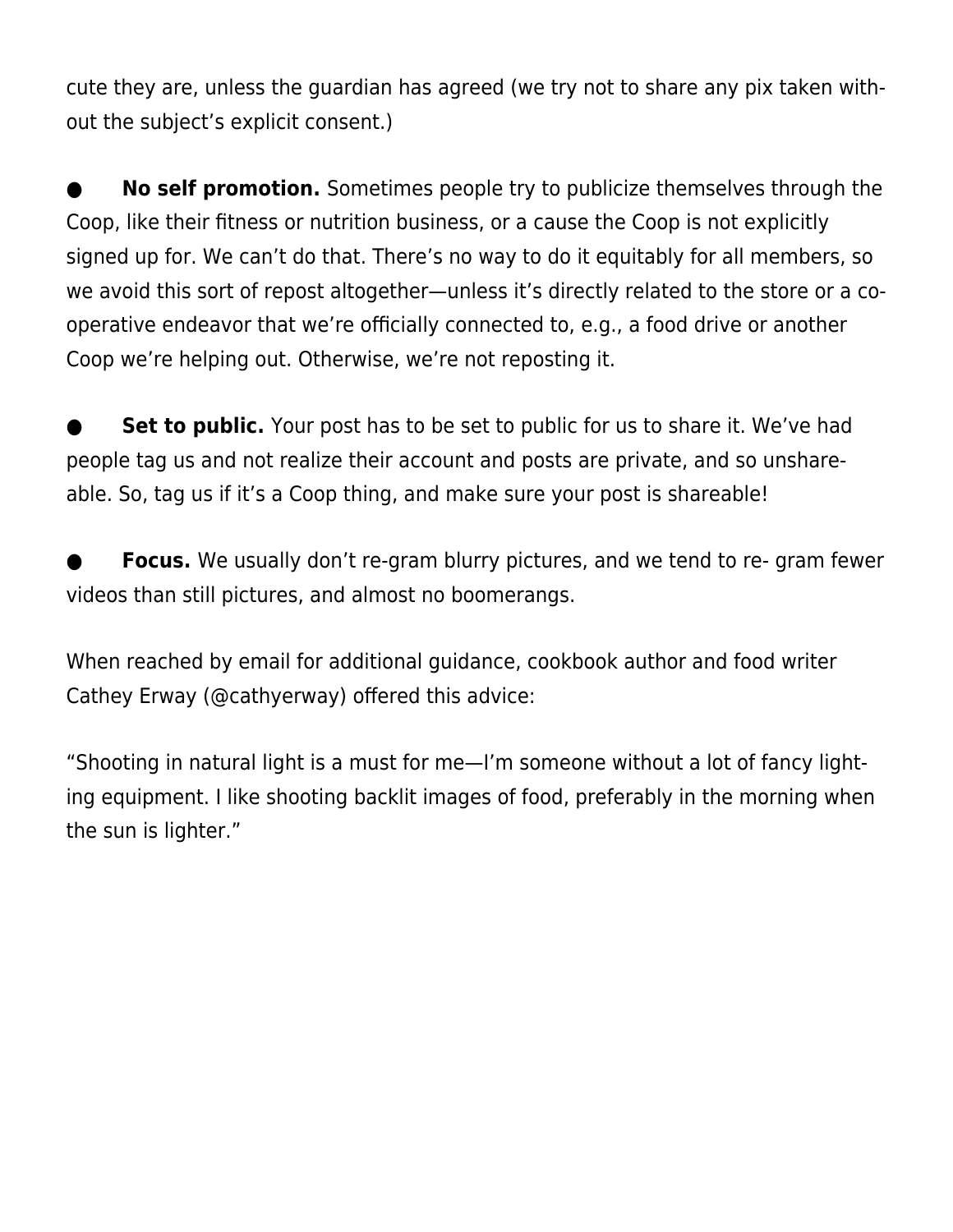cute they are, unless the guardian has agreed (we try not to share any pix taken without the subject's explicit consent.)

- **No self promotion.** Sometimes people try to publicize themselves through the Coop, like their fitness or nutrition business, or a cause the Coop is not explicitly signed up for. We can't do that. There's no way to do it equitably for all members, so we avoid this sort of repost altogether—unless it's directly related to the store or a cooperative endeavor that we're officially connected to, e.g., a food drive or another Coop we're helping out. Otherwise, we're not reposting it.

- **Set to public.** Your post has to be set to public for us to share it. We've had people tag us and not realize their account and posts are private, and so unshareable. So, tag us if it's a Coop thing, and make sure your post is shareable!

- **Focus.** We usually don't re-gram blurry pictures, and we tend to re- gram fewer videos than still pictures, and almost no boomerangs.

When reached by email for additional guidance, cookbook author and food writer Cathey Erway (@cathyerway) offered this advice:

"Shooting in natural light is a must for me—I'm someone without a lot of fancy lighting equipment. I like shooting backlit images of food, preferably in the morning when the sun is lighter."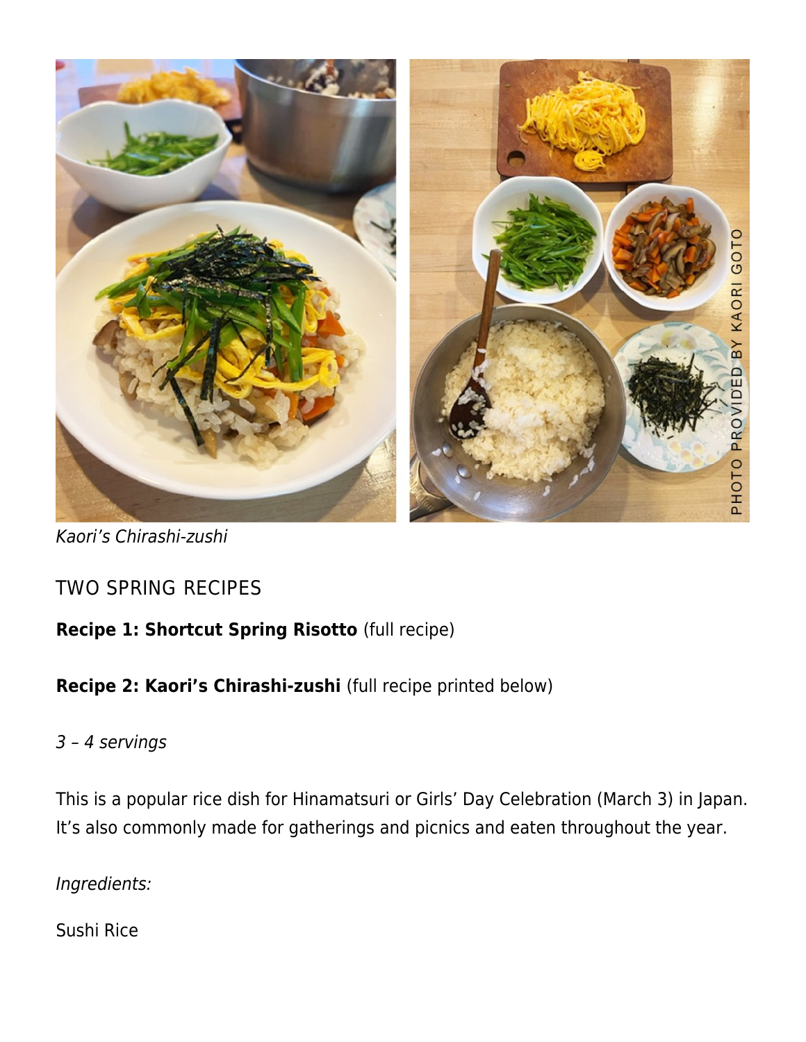*Kaori's Chirashi-zushi*

TWO SPRING RECIPES

**Recipe 1: Shortcut Spring Risotto** (full recipe)

**Recipe 2: Kaori's Chirashi-zushi** (full recipe printed below)

*3 – 4 servings*

This is a popular rice dish for Hinamatsuri or Girls' Day Celebration (March 3) in Japan. It's also commonly made for gatherings and picnics and eaten throughout the year.

*Ingredients:*

Sushi Rice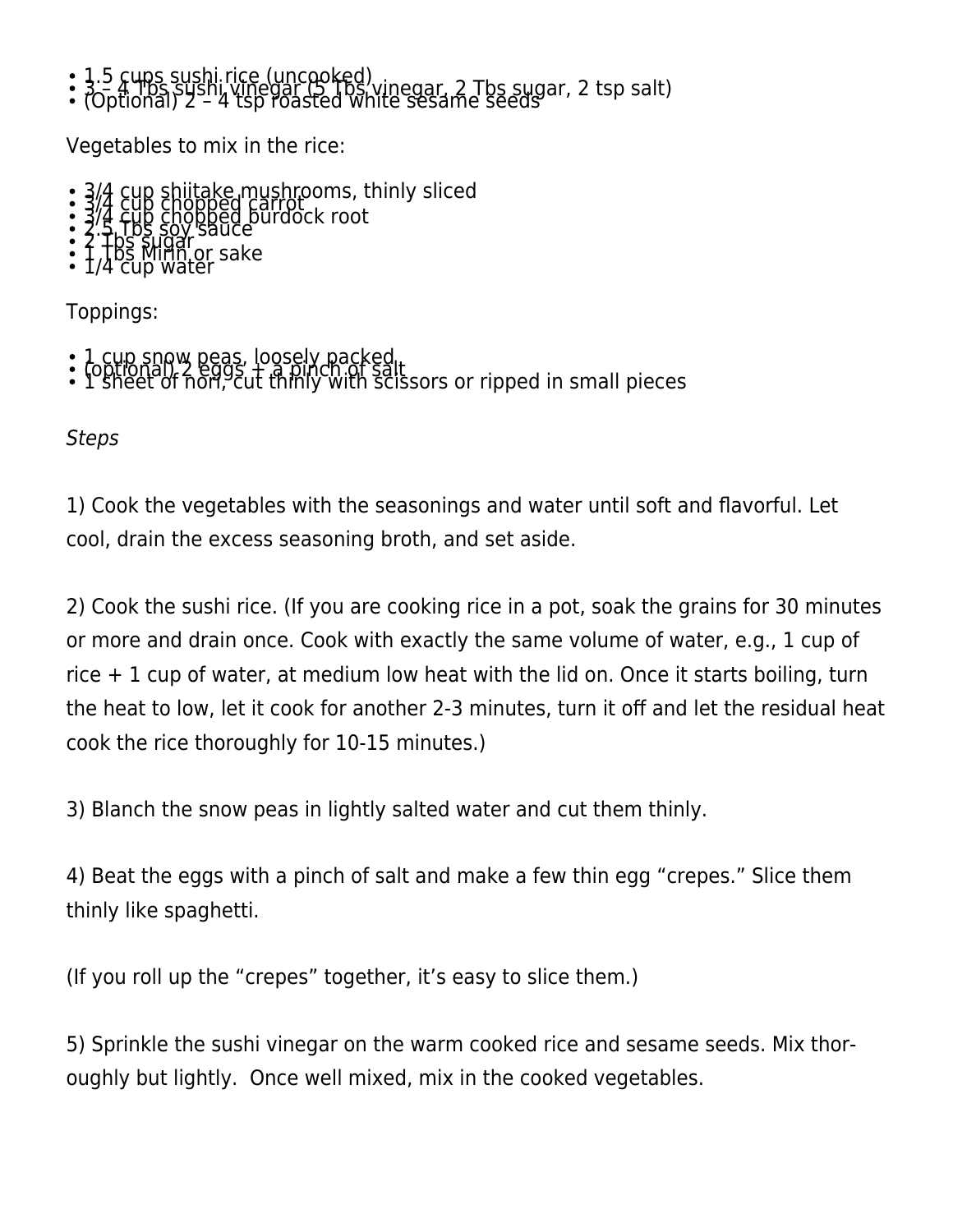- 1.5 cups sushi rice (uncooked)
- 3 – 4 Tbs sushi vinegar (5 Tbs vinegar, 2 Tbs sugar, 2 tsp salt)
- (Optional) 2 – 4 tsp roasted white sesame seeds

Vegetables to mix in the rice:

- 3/4 cup shiitake mushrooms, thinly sliced
- 3/4 cup chopped carrot
- 3/4 cup chopped burdock root
- 2.5 Tbs soy sauce
- 2 Tbs sugar
- 1 Tbs Mirin or sake
- 1/4 cup water

Toppings:

- 1 cup snow peas, loosely packed
- (optional) 2 eggs + a pinch of salt
- 1 sheet of nori, cut thinly with scissors or ripped in small pieces

*Steps*

1) Cook the vegetables with the seasonings and water until soft and flavorful. Let cool, drain the excess seasoning broth, and set aside.

2) Cook the sushi rice. (If you are cooking rice in a pot, soak the grains for 30 minutes or more and drain once. Cook with exactly the same volume of water, e.g., 1 cup of rice + 1 cup of water, at medium low heat with the lid on. Once it starts boiling, turn the heat to low, let it cook for another 2-3 minutes, turn it off and let the residual heat cook the rice thoroughly for 10-15 minutes.)

3) Blanch the snow peas in lightly salted water and cut them thinly.

4) Beat the eggs with a pinch of salt and make a few thin egg “crepes.” Slice them thinly like spaghetti.

(If you roll up the “crepes” together, it’s easy to slice them.)

5) Sprinkle the sushi vinegar on the warm cooked rice and sesame seeds. Mix thoroughly but lightly.  Once well mixed, mix in the cooked vegetables.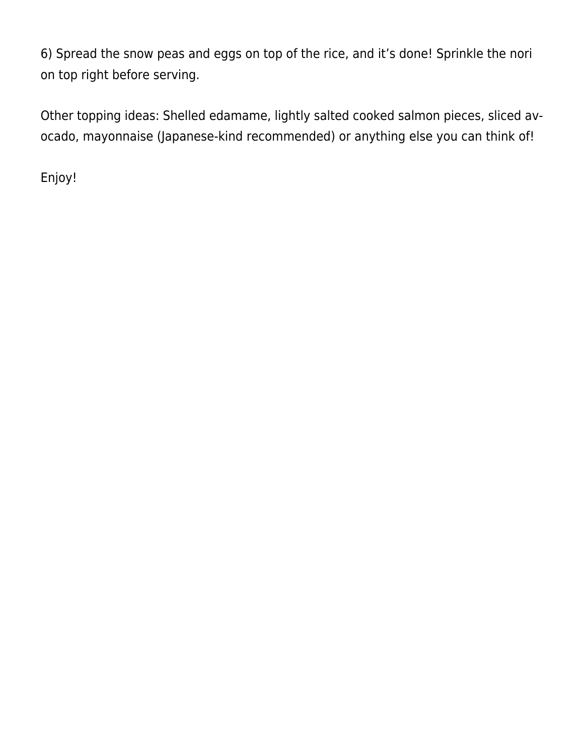6) Spread the snow peas and eggs on top of the rice, and it's done! Sprinkle the nori on top right before serving.

Other topping ideas: Shelled edamame, lightly salted cooked salmon pieces, sliced avocado, mayonnaise (Japanese-kind recommended) or anything else you can think of!

Enjoy!